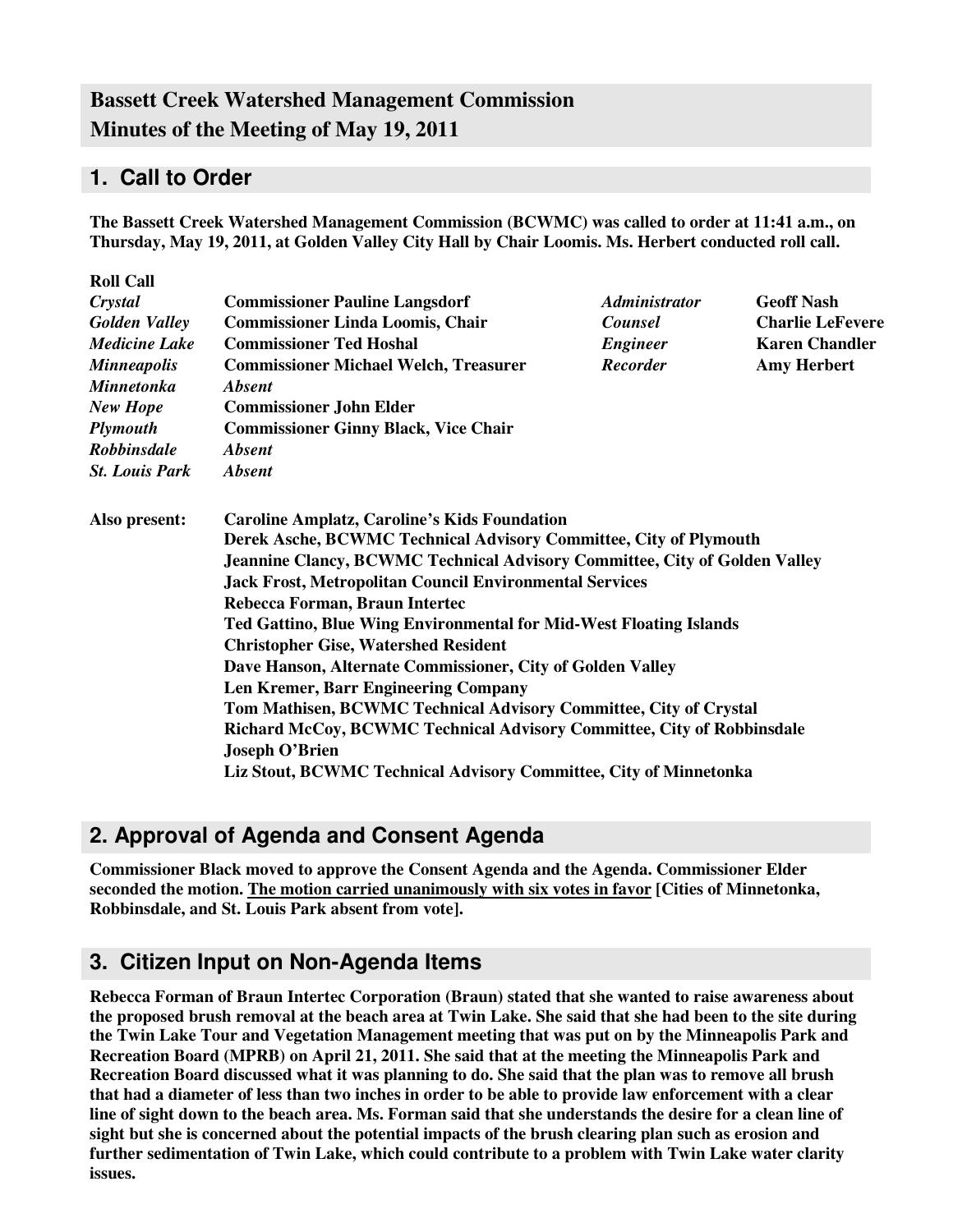# Bassett Creek Watershed Management Commission
# Minutes of the Meeting of May 19, 2011

## 1. Call to Order

**The Bassett Creek Watershed Management Commission (BCWMC) was called to order at 11:41 a.m., on Thursday, May 19, 2011, at Golden Valley City Hall by Chair Loomis. Ms. Herbert conducted roll call.**

**Roll Call**

| | | | |
|---|---|---|---|
| *Crystal* | **Commissioner Pauline Langsdorf** | *Administrator* | **Geoff Nash** |
| *Golden Valley* | **Commissioner Linda Loomis, Chair** | *Counsel* | **Charlie LeFevere** |
| *Medicine Lake* | **Commissioner Ted Hoshal** | *Engineer* | **Karen Chandler** |
| *Minneapolis* | **Commissioner Michael Welch, Treasurer** | *Recorder* | **Amy Herbert** |
| *Minnetonka* | *Absent* | | |
| *New Hope* | **Commissioner John Elder** | | |
| *Plymouth* | **Commissioner Ginny Black, Vice Chair** | | |
| *Robbinsdale* | *Absent* | | |
| *St. Louis Park* | *Absent* | | |

**Also present:**
**Caroline Amplatz, Caroline's Kids Foundation**
**Derek Asche, BCWMC Technical Advisory Committee, City of Plymouth**
**Jeannine Clancy, BCWMC Technical Advisory Committee, City of Golden Valley**
**Jack Frost, Metropolitan Council Environmental Services**
**Rebecca Forman, Braun Intertec**
**Ted Gattino, Blue Wing Environmental for Mid-West Floating Islands**
**Christopher Gise, Watershed Resident**
**Dave Hanson, Alternate Commissioner, City of Golden Valley**
**Len Kremer, Barr Engineering Company**
**Tom Mathisen, BCWMC Technical Advisory Committee, City of Crystal**
**Richard McCoy, BCWMC Technical Advisory Committee, City of Robbinsdale**
**Joseph O'Brien**
**Liz Stout, BCWMC Technical Advisory Committee, City of Minnetonka**

## 2. Approval of Agenda and Consent Agenda

**Commissioner Black moved to approve the Consent Agenda and the Agenda. Commissioner Elder seconded the motion. The motion carried unanimously with six votes in favor [Cities of Minnetonka, Robbinsdale, and St. Louis Park absent from vote].**

## 3. Citizen Input on Non-Agenda Items

**Rebecca Forman of Braun Intertec Corporation (Braun) stated that she wanted to raise awareness about the proposed brush removal at the beach area at Twin Lake. She said that she had been to the site during the Twin Lake Tour and Vegetation Management meeting that was put on by the Minneapolis Park and Recreation Board (MPRB) on April 21, 2011. She said that at the meeting the Minneapolis Park and Recreation Board discussed what it was planning to do. She said that the plan was to remove all brush that had a diameter of less than two inches in order to be able to provide law enforcement with a clear line of sight down to the beach area. Ms. Forman said that she understands the desire for a clean line of sight but she is concerned about the potential impacts of the brush clearing plan such as erosion and further sedimentation of Twin Lake, which could contribute to a problem with Twin Lake water clarity issues.**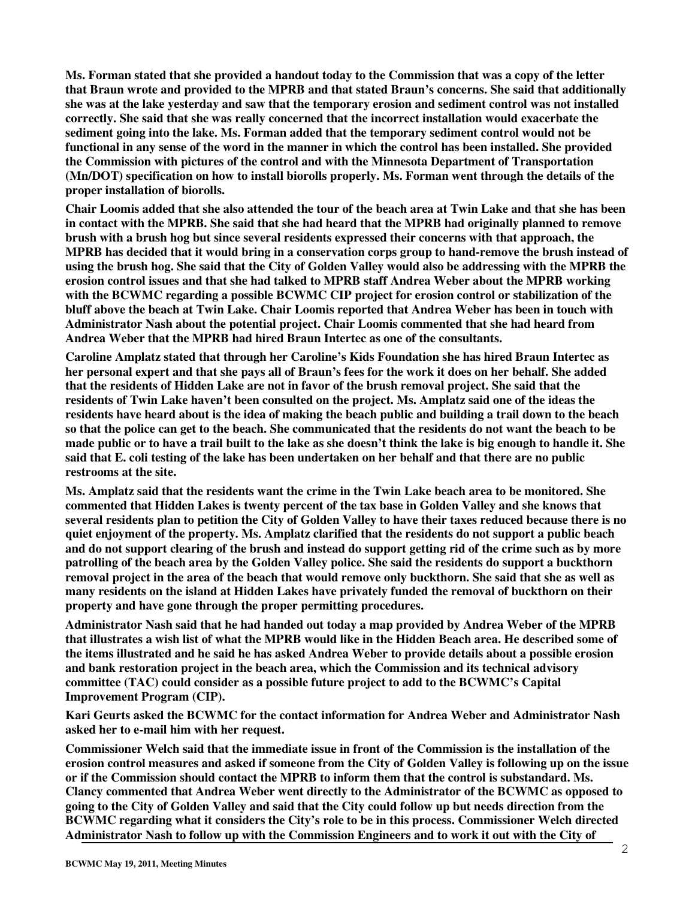**Ms. Forman stated that she provided a handout today to the Commission that was a copy of the letter that Braun wrote and provided to the MPRB and that stated Braun's concerns. She said that additionally she was at the lake yesterday and saw that the temporary erosion and sediment control was not installed correctly. She said that she was really concerned that the incorrect installation would exacerbate the sediment going into the lake. Ms. Forman added that the temporary sediment control would not be functional in any sense of the word in the manner in which the control has been installed. She provided the Commission with pictures of the control and with the Minnesota Department of Transportation (Mn/DOT) specification on how to install biorolls properly. Ms. Forman went through the details of the proper installation of biorolls.**

**Chair Loomis added that she also attended the tour of the beach area at Twin Lake and that she has been in contact with the MPRB. She said that she had heard that the MPRB had originally planned to remove brush with a brush hog but since several residents expressed their concerns with that approach, the MPRB has decided that it would bring in a conservation corps group to hand-remove the brush instead of using the brush hog. She said that the City of Golden Valley would also be addressing with the MPRB the erosion control issues and that she had talked to MPRB staff Andrea Weber about the MPRB working with the BCWMC regarding a possible BCWMC CIP project for erosion control or stabilization of the bluff above the beach at Twin Lake. Chair Loomis reported that Andrea Weber has been in touch with Administrator Nash about the potential project. Chair Loomis commented that she had heard from Andrea Weber that the MPRB had hired Braun Intertec as one of the consultants.**

**Caroline Amplatz stated that through her Caroline's Kids Foundation she has hired Braun Intertec as her personal expert and that she pays all of Braun's fees for the work it does on her behalf. She added that the residents of Hidden Lake are not in favor of the brush removal project. She said that the residents of Twin Lake haven't been consulted on the project. Ms. Amplatz said one of the ideas the residents have heard about is the idea of making the beach public and building a trail down to the beach so that the police can get to the beach. She communicated that the residents do not want the beach to be made public or to have a trail built to the lake as she doesn't think the lake is big enough to handle it. She said that E. coli testing of the lake has been undertaken on her behalf and that there are no public restrooms at the site.**

**Ms. Amplatz said that the residents want the crime in the Twin Lake beach area to be monitored. She commented that Hidden Lakes is twenty percent of the tax base in Golden Valley and she knows that several residents plan to petition the City of Golden Valley to have their taxes reduced because there is no quiet enjoyment of the property. Ms. Amplatz clarified that the residents do not support a public beach and do not support clearing of the brush and instead do support getting rid of the crime such as by more patrolling of the beach area by the Golden Valley police. She said the residents do support a buckthorn removal project in the area of the beach that would remove only buckthorn. She said that she as well as many residents on the island at Hidden Lakes have privately funded the removal of buckthorn on their property and have gone through the proper permitting procedures.**

**Administrator Nash said that he had handed out today a map provided by Andrea Weber of the MPRB that illustrates a wish list of what the MPRB would like in the Hidden Beach area. He described some of the items illustrated and he said he has asked Andrea Weber to provide details about a possible erosion and bank restoration project in the beach area, which the Commission and its technical advisory committee (TAC) could consider as a possible future project to add to the BCWMC's Capital Improvement Program (CIP).**

**Kari Geurts asked the BCWMC for the contact information for Andrea Weber and Administrator Nash asked her to e-mail him with her request.**

**Commissioner Welch said that the immediate issue in front of the Commission is the installation of the erosion control measures and asked if someone from the City of Golden Valley is following up on the issue or if the Commission should contact the MPRB to inform them that the control is substandard. Ms. Clancy commented that Andrea Weber went directly to the Administrator of the BCWMC as opposed to going to the City of Golden Valley and said that the City could follow up but needs direction from the BCWMC regarding what it considers the City's role to be in this process. Commissioner Welch directed Administrator Nash to follow up with the Commission Engineers and to work it out with the City of**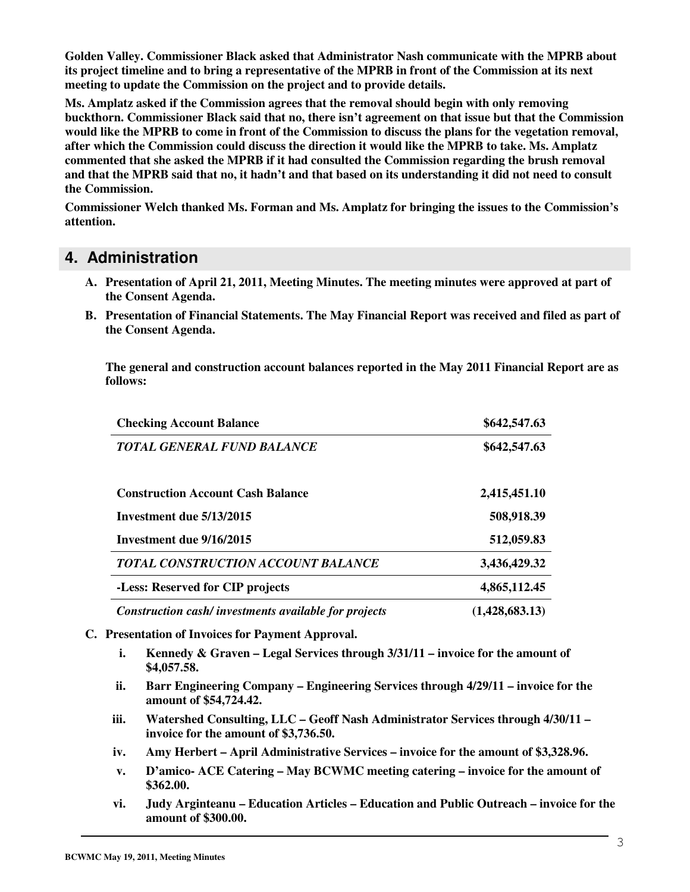**Golden Valley. Commissioner Black asked that Administrator Nash communicate with the MPRB about its project timeline and to bring a representative of the MPRB in front of the Commission at its next meeting to update the Commission on the project and to provide details.**

**Ms. Amplatz asked if the Commission agrees that the removal should begin with only removing buckthorn. Commissioner Black said that no, there isn't agreement on that issue but that the Commission would like the MPRB to come in front of the Commission to discuss the plans for the vegetation removal, after which the Commission could discuss the direction it would like the MPRB to take. Ms. Amplatz commented that she asked the MPRB if it had consulted the Commission regarding the brush removal and that the MPRB said that no, it hadn't and that based on its understanding it did not need to consult the Commission.**

**Commissioner Welch thanked Ms. Forman and Ms. Amplatz for bringing the issues to the Commission's attention.**

## 4. Administration

**A. Presentation of April 21, 2011, Meeting Minutes. The meeting minutes were approved at part of the Consent Agenda.**

**B. Presentation of Financial Statements. The May Financial Report was received and filed as part of the Consent Agenda.**

**The general and construction account balances reported in the May 2011 Financial Report are as follows:**

| | |
|---|---|
| **Checking Account Balance** | **$642,547.63** |
| ***TOTAL GENERAL FUND BALANCE*** | **$642,547.63** |
| | |
| **Construction Account Cash Balance** | **2,415,451.10** |
| **Investment due 5/13/2015** | **508,918.39** |
| **Investment due 9/16/2015** | **512,059.83** |
| ***TOTAL CONSTRUCTION ACCOUNT BALANCE*** | **3,436,429.32** |
| **-Less: Reserved for CIP projects** | **4,865,112.45** |
| ***Construction cash/ investments available for projects*** | **(1,428,683.13)** |

**C. Presentation of Invoices for Payment Approval.**

- **i. Kennedy & Graven – Legal Services through 3/31/11 – invoice for the amount of $4,057.58.**
- **ii. Barr Engineering Company – Engineering Services through 4/29/11 – invoice for the amount of $54,724.42.**
- **iii. Watershed Consulting, LLC – Geoff Nash Administrator Services through 4/30/11 – invoice for the amount of $3,736.50.**
- **iv. Amy Herbert – April Administrative Services – invoice for the amount of $3,328.96.**
- **v. D'amico- ACE Catering – May BCWMC meeting catering – invoice for the amount of $362.00.**
- **vi. Judy Arginteanu – Education Articles – Education and Public Outreach – invoice for the amount of $300.00.**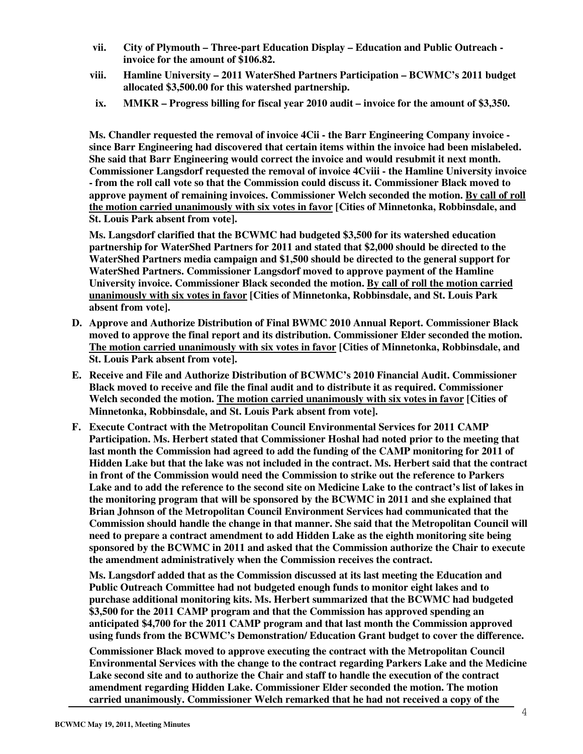**vii. City of Plymouth – Three-part Education Display – Education and Public Outreach - invoice for the amount of $106.82.**

**viii. Hamline University – 2011 WaterShed Partners Participation – BCWMC's 2011 budget allocated $3,500.00 for this watershed partnership.**

**ix. MMKR – Progress billing for fiscal year 2010 audit – invoice for the amount of $3,350.**

**Ms. Chandler requested the removal of invoice 4Cii - the Barr Engineering Company invoice - since Barr Engineering had discovered that certain items within the invoice had been mislabeled. She said that Barr Engineering would correct the invoice and would resubmit it next month. Commissioner Langsdorf requested the removal of invoice 4Cviii - the Hamline University invoice - from the roll call vote so that the Commission could discuss it. Commissioner Black moved to approve payment of remaining invoices. Commissioner Welch seconded the motion. <u>By call of roll the motion carried unanimously with six votes in favor</u> [Cities of Minnetonka, Robbinsdale, and St. Louis Park absent from vote].**

**Ms. Langsdorf clarified that the BCWMC had budgeted $3,500 for its watershed education partnership for WaterShed Partners for 2011 and stated that $2,000 should be directed to the WaterShed Partners media campaign and $1,500 should be directed to the general support for WaterShed Partners. Commissioner Langsdorf moved to approve payment of the Hamline University invoice. Commissioner Black seconded the motion. <u>By call of roll the motion carried unanimously with six votes in favor</u> [Cities of Minnetonka, Robbinsdale, and St. Louis Park absent from vote].**

**D. Approve and Authorize Distribution of Final BWMC 2010 Annual Report. Commissioner Black moved to approve the final report and its distribution. Commissioner Elder seconded the motion. <u>The motion carried unanimously with six votes in favor</u> [Cities of Minnetonka, Robbinsdale, and St. Louis Park absent from vote].**

**E. Receive and File and Authorize Distribution of BCWMC's 2010 Financial Audit. Commissioner Black moved to receive and file the final audit and to distribute it as required. Commissioner Welch seconded the motion. <u>The motion carried unanimously with six votes in favor</u> [Cities of Minnetonka, Robbinsdale, and St. Louis Park absent from vote].**

**F. Execute Contract with the Metropolitan Council Environmental Services for 2011 CAMP Participation. Ms. Herbert stated that Commissioner Hoshal had noted prior to the meeting that last month the Commission had agreed to add the funding of the CAMP monitoring for 2011 of Hidden Lake but that the lake was not included in the contract. Ms. Herbert said that the contract in front of the Commission would need the Commission to strike out the reference to Parkers Lake and to add the reference to the second site on Medicine Lake to the contract's list of lakes in the monitoring program that will be sponsored by the BCWMC in 2011 and she explained that Brian Johnson of the Metropolitan Council Environment Services had communicated that the Commission should handle the change in that manner. She said that the Metropolitan Council will need to prepare a contract amendment to add Hidden Lake as the eighth monitoring site being sponsored by the BCWMC in 2011 and asked that the Commission authorize the Chair to execute the amendment administratively when the Commission receives the contract.**

**Ms. Langsdorf added that as the Commission discussed at its last meeting the Education and Public Outreach Committee had not budgeted enough funds to monitor eight lakes and to purchase additional monitoring kits. Ms. Herbert summarized that the BCWMC had budgeted $3,500 for the 2011 CAMP program and that the Commission has approved spending an anticipated $4,700 for the 2011 CAMP program and that last month the Commission approved using funds from the BCWMC's Demonstration/ Education Grant budget to cover the difference.**

**Commissioner Black moved to approve executing the contract with the Metropolitan Council Environmental Services with the change to the contract regarding Parkers Lake and the Medicine Lake second site and to authorize the Chair and staff to handle the execution of the contract amendment regarding Hidden Lake. Commissioner Elder seconded the motion. The motion carried unanimously. Commissioner Welch remarked that he had not received a copy of the**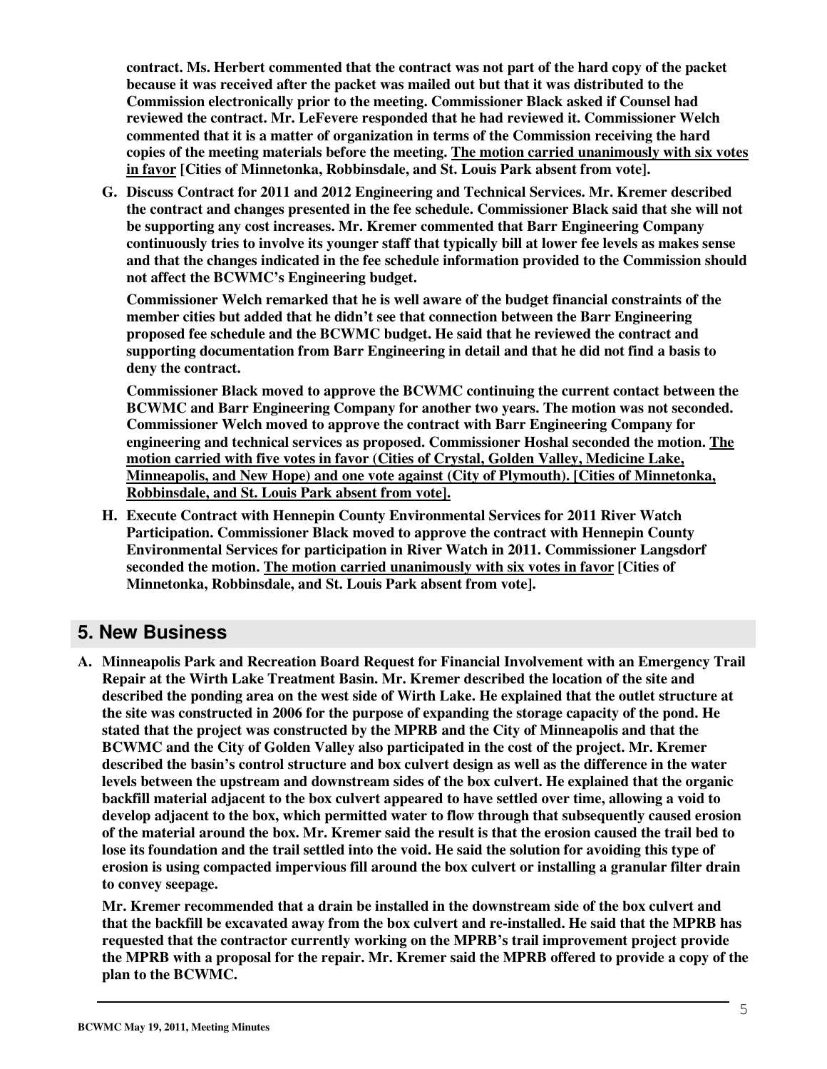**contract. Ms. Herbert commented that the contract was not part of the hard copy of the packet because it was received after the packet was mailed out but that it was distributed to the Commission electronically prior to the meeting. Commissioner Black asked if Counsel had reviewed the contract. Mr. LeFevere responded that he had reviewed it. Commissioner Welch commented that it is a matter of organization in terms of the Commission receiving the hard copies of the meeting materials before the meeting. <u>The motion carried unanimously with six votes in favor</u> [Cities of Minnetonka, Robbinsdale, and St. Louis Park absent from vote].**

**G. Discuss Contract for 2011 and 2012 Engineering and Technical Services. Mr. Kremer described the contract and changes presented in the fee schedule. Commissioner Black said that she will not be supporting any cost increases. Mr. Kremer commented that Barr Engineering Company continuously tries to involve its younger staff that typically bill at lower fee levels as makes sense and that the changes indicated in the fee schedule information provided to the Commission should not affect the BCWMC's Engineering budget.**

**Commissioner Welch remarked that he is well aware of the budget financial constraints of the member cities but added that he didn't see that connection between the Barr Engineering proposed fee schedule and the BCWMC budget. He said that he reviewed the contract and supporting documentation from Barr Engineering in detail and that he did not find a basis to deny the contract.**

**Commissioner Black moved to approve the BCWMC continuing the current contact between the BCWMC and Barr Engineering Company for another two years. The motion was not seconded. Commissioner Welch moved to approve the contract with Barr Engineering Company for engineering and technical services as proposed. Commissioner Hoshal seconded the motion. <u>The motion carried with five votes in favor (Cities of Crystal, Golden Valley, Medicine Lake, Minneapolis, and New Hope) and one vote against (City of Plymouth). [Cities of Minnetonka, Robbinsdale, and St. Louis Park absent from vote].</u>**

**H. Execute Contract with Hennepin County Environmental Services for 2011 River Watch Participation. Commissioner Black moved to approve the contract with Hennepin County Environmental Services for participation in River Watch in 2011. Commissioner Langsdorf seconded the motion. <u>The motion carried unanimously with six votes in favor</u> [Cities of Minnetonka, Robbinsdale, and St. Louis Park absent from vote].**

## 5. New Business

**A. Minneapolis Park and Recreation Board Request for Financial Involvement with an Emergency Trail Repair at the Wirth Lake Treatment Basin. Mr. Kremer described the location of the site and described the ponding area on the west side of Wirth Lake. He explained that the outlet structure at the site was constructed in 2006 for the purpose of expanding the storage capacity of the pond. He stated that the project was constructed by the MPRB and the City of Minneapolis and that the BCWMC and the City of Golden Valley also participated in the cost of the project. Mr. Kremer described the basin's control structure and box culvert design as well as the difference in the water levels between the upstream and downstream sides of the box culvert. He explained that the organic backfill material adjacent to the box culvert appeared to have settled over time, allowing a void to develop adjacent to the box, which permitted water to flow through that subsequently caused erosion of the material around the box. Mr. Kremer said the result is that the erosion caused the trail bed to lose its foundation and the trail settled into the void. He said the solution for avoiding this type of erosion is using compacted impervious fill around the box culvert or installing a granular filter drain to convey seepage.**

**Mr. Kremer recommended that a drain be installed in the downstream side of the box culvert and that the backfill be excavated away from the box culvert and re-installed. He said that the MPRB has requested that the contractor currently working on the MPRB's trail improvement project provide the MPRB with a proposal for the repair. Mr. Kremer said the MPRB offered to provide a copy of the plan to the BCWMC.**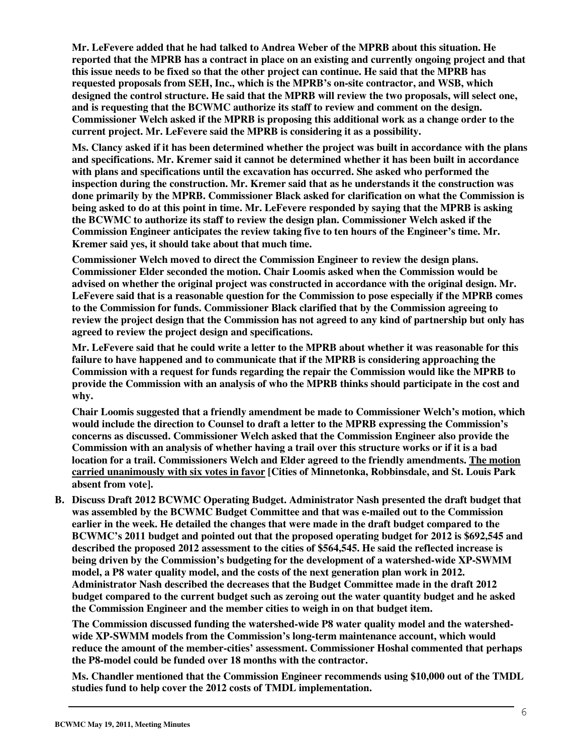**Mr. LeFevere added that he had talked to Andrea Weber of the MPRB about this situation. He reported that the MPRB has a contract in place on an existing and currently ongoing project and that this issue needs to be fixed so that the other project can continue. He said that the MPRB has requested proposals from SEH, Inc., which is the MPRB's on-site contractor, and WSB, which designed the control structure. He said that the MPRB will review the two proposals, will select one, and is requesting that the BCWMC authorize its staff to review and comment on the design. Commissioner Welch asked if the MPRB is proposing this additional work as a change order to the current project. Mr. LeFevere said the MPRB is considering it as a possibility.**

**Ms. Clancy asked if it has been determined whether the project was built in accordance with the plans and specifications. Mr. Kremer said it cannot be determined whether it has been built in accordance with plans and specifications until the excavation has occurred. She asked who performed the inspection during the construction. Mr. Kremer said that as he understands it the construction was done primarily by the MPRB. Commissioner Black asked for clarification on what the Commission is being asked to do at this point in time. Mr. LeFevere responded by saying that the MPRB is asking the BCWMC to authorize its staff to review the design plan. Commissioner Welch asked if the Commission Engineer anticipates the review taking five to ten hours of the Engineer's time. Mr. Kremer said yes, it should take about that much time.**

**Commissioner Welch moved to direct the Commission Engineer to review the design plans. Commissioner Elder seconded the motion. Chair Loomis asked when the Commission would be advised on whether the original project was constructed in accordance with the original design. Mr. LeFevere said that is a reasonable question for the Commission to pose especially if the MPRB comes to the Commission for funds. Commissioner Black clarified that by the Commission agreeing to review the project design that the Commission has not agreed to any kind of partnership but only has agreed to review the project design and specifications.**

**Mr. LeFevere said that he could write a letter to the MPRB about whether it was reasonable for this failure to have happened and to communicate that if the MPRB is considering approaching the Commission with a request for funds regarding the repair the Commission would like the MPRB to provide the Commission with an analysis of who the MPRB thinks should participate in the cost and why.**

**Chair Loomis suggested that a friendly amendment be made to Commissioner Welch's motion, which would include the direction to Counsel to draft a letter to the MPRB expressing the Commission's concerns as discussed. Commissioner Welch asked that the Commission Engineer also provide the Commission with an analysis of whether having a trail over this structure works or if it is a bad location for a trail. Commissioners Welch and Elder agreed to the friendly amendments. <u>The motion carried unanimously with six votes in favor</u> [Cities of Minnetonka, Robbinsdale, and St. Louis Park absent from vote].**

**B. Discuss Draft 2012 BCWMC Operating Budget. Administrator Nash presented the draft budget that was assembled by the BCWMC Budget Committee and that was e-mailed out to the Commission earlier in the week. He detailed the changes that were made in the draft budget compared to the BCWMC's 2011 budget and pointed out that the proposed operating budget for 2012 is $692,545 and described the proposed 2012 assessment to the cities of $564,545. He said the reflected increase is being driven by the Commission's budgeting for the development of a watershed-wide XP-SWMM model, a P8 water quality model, and the costs of the next generation plan work in 2012. Administrator Nash described the decreases that the Budget Committee made in the draft 2012 budget compared to the current budget such as zeroing out the water quantity budget and he asked the Commission Engineer and the member cities to weigh in on that budget item.**

**The Commission discussed funding the watershed-wide P8 water quality model and the watershed-wide XP-SWMM models from the Commission's long-term maintenance account, which would reduce the amount of the member-cities' assessment. Commissioner Hoshal commented that perhaps the P8-model could be funded over 18 months with the contractor.**

**Ms. Chandler mentioned that the Commission Engineer recommends using $10,000 out of the TMDL studies fund to help cover the 2012 costs of TMDL implementation.**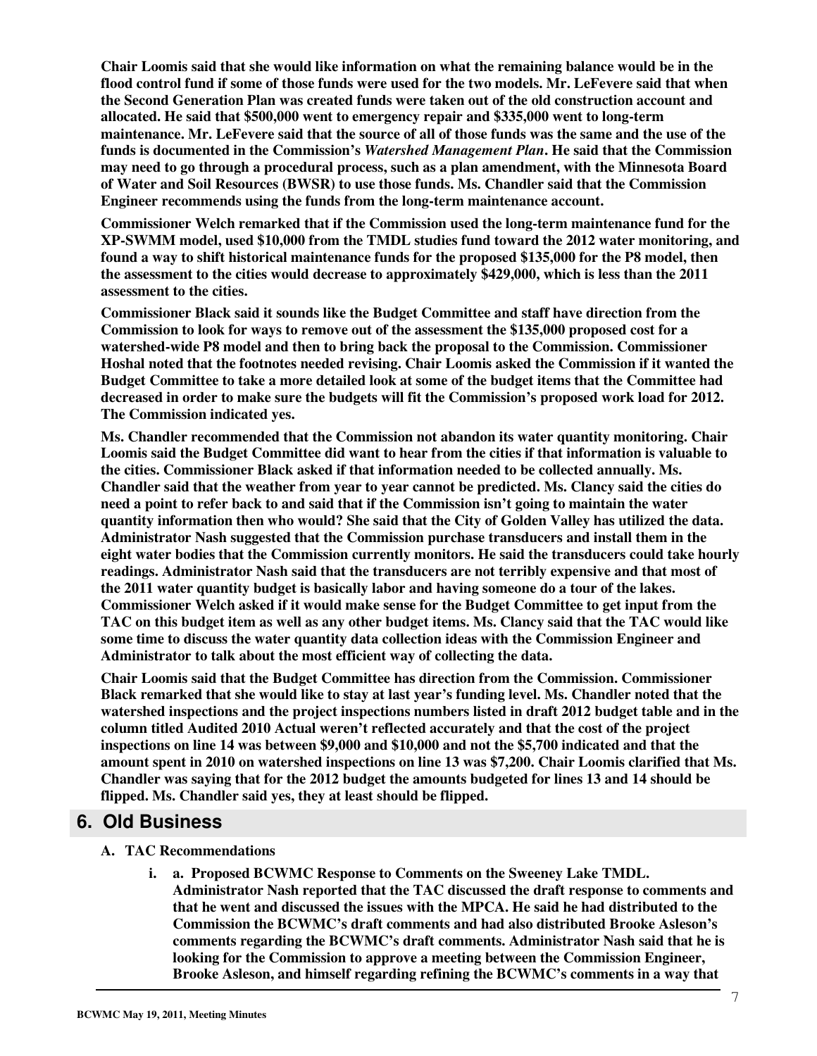**Chair Loomis said that she would like information on what the remaining balance would be in the flood control fund if some of those funds were used for the two models. Mr. LeFevere said that when the Second Generation Plan was created funds were taken out of the old construction account and allocated. He said that $500,000 went to emergency repair and $335,000 went to long-term maintenance. Mr. LeFevere said that the source of all of those funds was the same and the use of the funds is documented in the Commission's *Watershed Management Plan*. He said that the Commission may need to go through a procedural process, such as a plan amendment, with the Minnesota Board of Water and Soil Resources (BWSR) to use those funds. Ms. Chandler said that the Commission Engineer recommends using the funds from the long-term maintenance account.**

**Commissioner Welch remarked that if the Commission used the long-term maintenance fund for the XP-SWMM model, used $10,000 from the TMDL studies fund toward the 2012 water monitoring, and found a way to shift historical maintenance funds for the proposed $135,000 for the P8 model, then the assessment to the cities would decrease to approximately $429,000, which is less than the 2011 assessment to the cities.**

**Commissioner Black said it sounds like the Budget Committee and staff have direction from the Commission to look for ways to remove out of the assessment the $135,000 proposed cost for a watershed-wide P8 model and then to bring back the proposal to the Commission. Commissioner Hoshal noted that the footnotes needed revising. Chair Loomis asked the Commission if it wanted the Budget Committee to take a more detailed look at some of the budget items that the Committee had decreased in order to make sure the budgets will fit the Commission's proposed work load for 2012. The Commission indicated yes.**

**Ms. Chandler recommended that the Commission not abandon its water quantity monitoring. Chair Loomis said the Budget Committee did want to hear from the cities if that information is valuable to the cities. Commissioner Black asked if that information needed to be collected annually. Ms. Chandler said that the weather from year to year cannot be predicted. Ms. Clancy said the cities do need a point to refer back to and said that if the Commission isn't going to maintain the water quantity information then who would? She said that the City of Golden Valley has utilized the data. Administrator Nash suggested that the Commission purchase transducers and install them in the eight water bodies that the Commission currently monitors. He said the transducers could take hourly readings. Administrator Nash said that the transducers are not terribly expensive and that most of the 2011 water quantity budget is basically labor and having someone do a tour of the lakes. Commissioner Welch asked if it would make sense for the Budget Committee to get input from the TAC on this budget item as well as any other budget items. Ms. Clancy said that the TAC would like some time to discuss the water quantity data collection ideas with the Commission Engineer and Administrator to talk about the most efficient way of collecting the data.**

**Chair Loomis said that the Budget Committee has direction from the Commission. Commissioner Black remarked that she would like to stay at last year's funding level. Ms. Chandler noted that the watershed inspections and the project inspections numbers listed in draft 2012 budget table and in the column titled Audited 2010 Actual weren't reflected accurately and that the cost of the project inspections on line 14 was between $9,000 and $10,000 and not the $5,700 indicated and that the amount spent in 2010 on watershed inspections on line 13 was $7,200. Chair Loomis clarified that Ms. Chandler was saying that for the 2012 budget the amounts budgeted for lines 13 and 14 should be flipped. Ms. Chandler said yes, they at least should be flipped.**

## 6. Old Business

**A. TAC Recommendations**

**i. a. Proposed BCWMC Response to Comments on the Sweeney Lake TMDL. Administrator Nash reported that the TAC discussed the draft response to comments and that he went and discussed the issues with the MPCA. He said he had distributed to the Commission the BCWMC's draft comments and had also distributed Brooke Asleson's comments regarding the BCWMC's draft comments. Administrator Nash said that he is looking for the Commission to approve a meeting between the Commission Engineer, Brooke Asleson, and himself regarding refining the BCWMC's comments in a way that**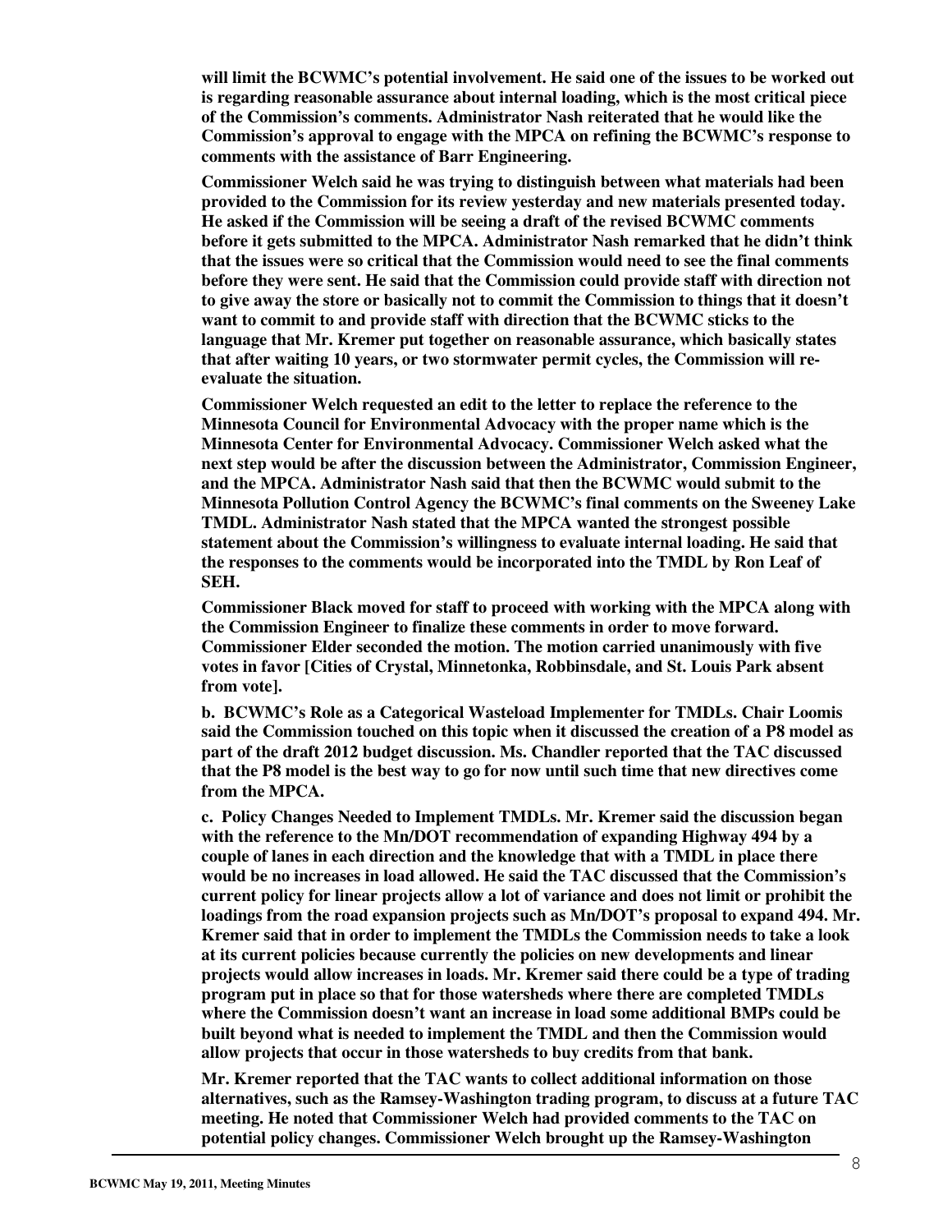**will limit the BCWMC's potential involvement. He said one of the issues to be worked out is regarding reasonable assurance about internal loading, which is the most critical piece of the Commission's comments. Administrator Nash reiterated that he would like the Commission's approval to engage with the MPCA on refining the BCWMC's response to comments with the assistance of Barr Engineering.**

**Commissioner Welch said he was trying to distinguish between what materials had been provided to the Commission for its review yesterday and new materials presented today. He asked if the Commission will be seeing a draft of the revised BCWMC comments before it gets submitted to the MPCA. Administrator Nash remarked that he didn't think that the issues were so critical that the Commission would need to see the final comments before they were sent. He said that the Commission could provide staff with direction not to give away the store or basically not to commit the Commission to things that it doesn't want to commit to and provide staff with direction that the BCWMC sticks to the language that Mr. Kremer put together on reasonable assurance, which basically states that after waiting 10 years, or two stormwater permit cycles, the Commission will re-evaluate the situation.**

**Commissioner Welch requested an edit to the letter to replace the reference to the Minnesota Council for Environmental Advocacy with the proper name which is the Minnesota Center for Environmental Advocacy. Commissioner Welch asked what the next step would be after the discussion between the Administrator, Commission Engineer, and the MPCA. Administrator Nash said that then the BCWMC would submit to the Minnesota Pollution Control Agency the BCWMC's final comments on the Sweeney Lake TMDL. Administrator Nash stated that the MPCA wanted the strongest possible statement about the Commission's willingness to evaluate internal loading. He said that the responses to the comments would be incorporated into the TMDL by Ron Leaf of SEH.**

**Commissioner Black moved for staff to proceed with working with the MPCA along with the Commission Engineer to finalize these comments in order to move forward. Commissioner Elder seconded the motion. The motion carried unanimously with five votes in favor [Cities of Crystal, Minnetonka, Robbinsdale, and St. Louis Park absent from vote].**

**b. BCWMC's Role as a Categorical Wasteload Implementer for TMDLs. Chair Loomis said the Commission touched on this topic when it discussed the creation of a P8 model as part of the draft 2012 budget discussion. Ms. Chandler reported that the TAC discussed that the P8 model is the best way to go for now until such time that new directives come from the MPCA.**

**c. Policy Changes Needed to Implement TMDLs. Mr. Kremer said the discussion began with the reference to the Mn/DOT recommendation of expanding Highway 494 by a couple of lanes in each direction and the knowledge that with a TMDL in place there would be no increases in load allowed. He said the TAC discussed that the Commission's current policy for linear projects allow a lot of variance and does not limit or prohibit the loadings from the road expansion projects such as Mn/DOT's proposal to expand 494. Mr. Kremer said that in order to implement the TMDLs the Commission needs to take a look at its current policies because currently the policies on new developments and linear projects would allow increases in loads. Mr. Kremer said there could be a type of trading program put in place so that for those watersheds where there are completed TMDLs where the Commission doesn't want an increase in load some additional BMPs could be built beyond what is needed to implement the TMDL and then the Commission would allow projects that occur in those watersheds to buy credits from that bank.**

**Mr. Kremer reported that the TAC wants to collect additional information on those alternatives, such as the Ramsey-Washington trading program, to discuss at a future TAC meeting. He noted that Commissioner Welch had provided comments to the TAC on potential policy changes. Commissioner Welch brought up the Ramsey-Washington**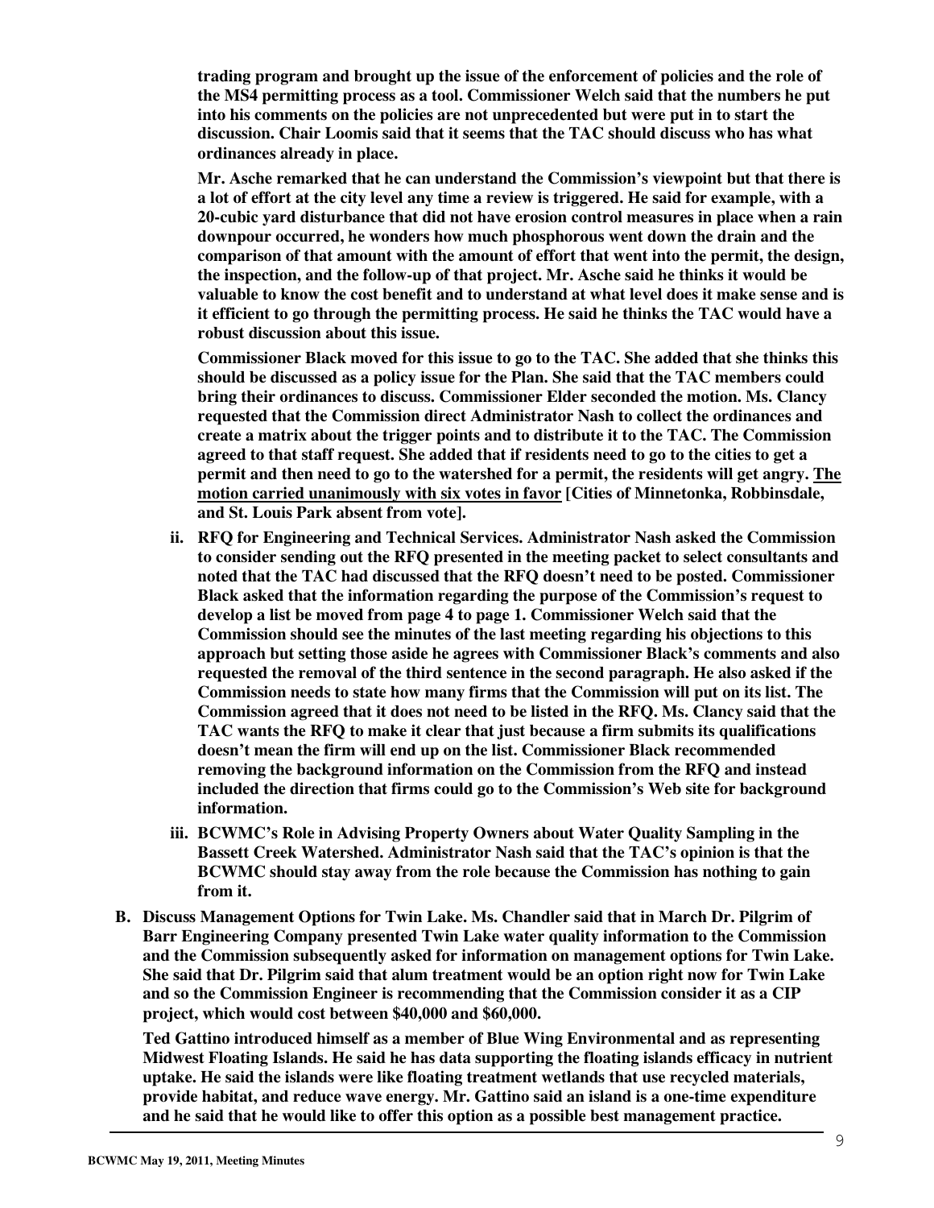**trading program and brought up the issue of the enforcement of policies and the role of the MS4 permitting process as a tool. Commissioner Welch said that the numbers he put into his comments on the policies are not unprecedented but were put in to start the discussion. Chair Loomis said that it seems that the TAC should discuss who has what ordinances already in place.**

**Mr. Asche remarked that he can understand the Commission's viewpoint but that there is a lot of effort at the city level any time a review is triggered. He said for example, with a 20-cubic yard disturbance that did not have erosion control measures in place when a rain downpour occurred, he wonders how much phosphorous went down the drain and the comparison of that amount with the amount of effort that went into the permit, the design, the inspection, and the follow-up of that project. Mr. Asche said he thinks it would be valuable to know the cost benefit and to understand at what level does it make sense and is it efficient to go through the permitting process. He said he thinks the TAC would have a robust discussion about this issue.**

**Commissioner Black moved for this issue to go to the TAC. She added that she thinks this should be discussed as a policy issue for the Plan. She said that the TAC members could bring their ordinances to discuss. Commissioner Elder seconded the motion. Ms. Clancy requested that the Commission direct Administrator Nash to collect the ordinances and create a matrix about the trigger points and to distribute it to the TAC. The Commission agreed to that staff request. She added that if residents need to go to the cities to get a permit and then need to go to the watershed for a permit, the residents will get angry. <u>The motion carried unanimously with six votes in favor</u> [Cities of Minnetonka, Robbinsdale, and St. Louis Park absent from vote].**

- **ii. RFQ for Engineering and Technical Services. Administrator Nash asked the Commission to consider sending out the RFQ presented in the meeting packet to select consultants and noted that the TAC had discussed that the RFQ doesn't need to be posted. Commissioner Black asked that the information regarding the purpose of the Commission's request to develop a list be moved from page 4 to page 1. Commissioner Welch said that the Commission should see the minutes of the last meeting regarding his objections to this approach but setting those aside he agrees with Commissioner Black's comments and also requested the removal of the third sentence in the second paragraph. He also asked if the Commission needs to state how many firms that the Commission will put on its list. The Commission agreed that it does not need to be listed in the RFQ. Ms. Clancy said that the TAC wants the RFQ to make it clear that just because a firm submits its qualifications doesn't mean the firm will end up on the list. Commissioner Black recommended removing the background information on the Commission from the RFQ and instead included the direction that firms could go to the Commission's Web site for background information.**
- **iii. BCWMC's Role in Advising Property Owners about Water Quality Sampling in the Bassett Creek Watershed. Administrator Nash said that the TAC's opinion is that the BCWMC should stay away from the role because the Commission has nothing to gain from it.**

**B. Discuss Management Options for Twin Lake. Ms. Chandler said that in March Dr. Pilgrim of Barr Engineering Company presented Twin Lake water quality information to the Commission and the Commission subsequently asked for information on management options for Twin Lake. She said that Dr. Pilgrim said that alum treatment would be an option right now for Twin Lake and so the Commission Engineer is recommending that the Commission consider it as a CIP project, which would cost between $40,000 and $60,000.**

**Ted Gattino introduced himself as a member of Blue Wing Environmental and as representing Midwest Floating Islands. He said he has data supporting the floating islands efficacy in nutrient uptake. He said the islands were like floating treatment wetlands that use recycled materials, provide habitat, and reduce wave energy. Mr. Gattino said an island is a one-time expenditure and he said that he would like to offer this option as a possible best management practice.**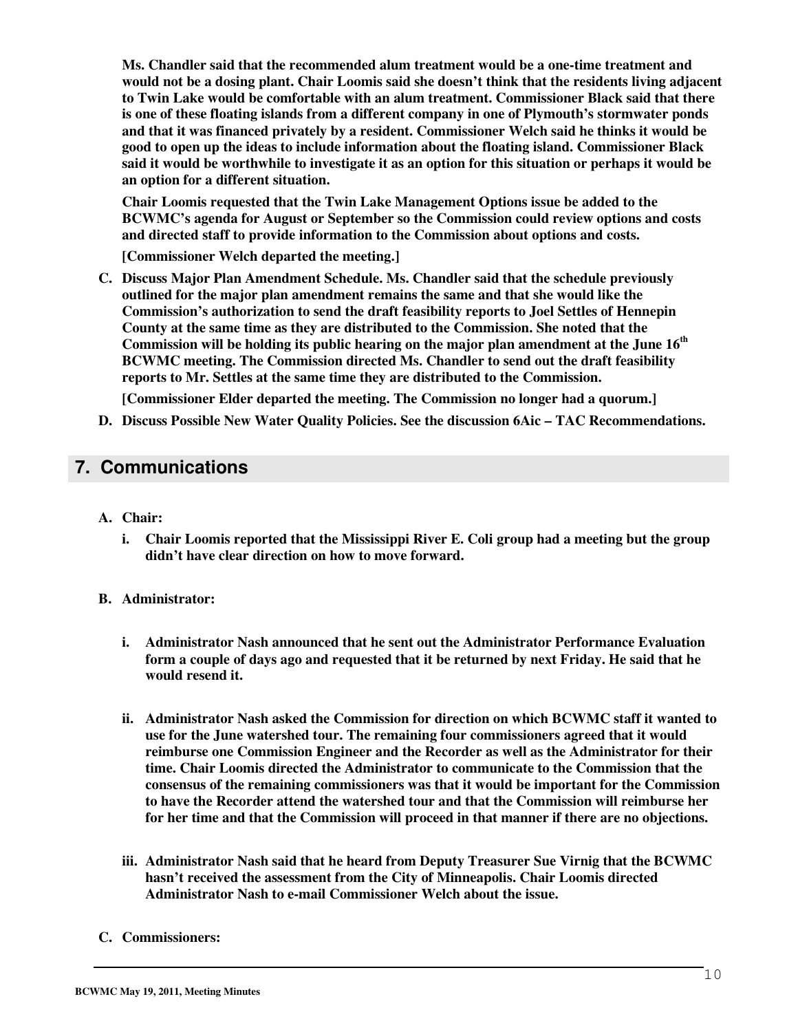**Ms. Chandler said that the recommended alum treatment would be a one-time treatment and would not be a dosing plant. Chair Loomis said she doesn't think that the residents living adjacent to Twin Lake would be comfortable with an alum treatment. Commissioner Black said that there is one of these floating islands from a different company in one of Plymouth's stormwater ponds and that it was financed privately by a resident. Commissioner Welch said he thinks it would be good to open up the ideas to include information about the floating island. Commissioner Black said it would be worthwhile to investigate it as an option for this situation or perhaps it would be an option for a different situation.**

**Chair Loomis requested that the Twin Lake Management Options issue be added to the BCWMC's agenda for August or September so the Commission could review options and costs and directed staff to provide information to the Commission about options and costs.**

**[Commissioner Welch departed the meeting.]**

**C. Discuss Major Plan Amendment Schedule. Ms. Chandler said that the schedule previously outlined for the major plan amendment remains the same and that she would like the Commission's authorization to send the draft feasibility reports to Joel Settles of Hennepin County at the same time as they are distributed to the Commission. She noted that the Commission will be holding its public hearing on the major plan amendment at the June 16th BCWMC meeting. The Commission directed Ms. Chandler to send out the draft feasibility reports to Mr. Settles at the same time they are distributed to the Commission.**

**[Commissioner Elder departed the meeting. The Commission no longer had a quorum.]**

**D. Discuss Possible New Water Quality Policies. See the discussion 6Aic – TAC Recommendations.**

## 7. Communications

**A. Chair:**

**i. Chair Loomis reported that the Mississippi River E. Coli group had a meeting but the group didn't have clear direction on how to move forward.**

**B. Administrator:**

**i. Administrator Nash announced that he sent out the Administrator Performance Evaluation form a couple of days ago and requested that it be returned by next Friday. He said that he would resend it.**

**ii. Administrator Nash asked the Commission for direction on which BCWMC staff it wanted to use for the June watershed tour. The remaining four commissioners agreed that it would reimburse one Commission Engineer and the Recorder as well as the Administrator for their time. Chair Loomis directed the Administrator to communicate to the Commission that the consensus of the remaining commissioners was that it would be important for the Commission to have the Recorder attend the watershed tour and that the Commission will reimburse her for her time and that the Commission will proceed in that manner if there are no objections.**

**iii. Administrator Nash said that he heard from Deputy Treasurer Sue Virnig that the BCWMC hasn't received the assessment from the City of Minneapolis. Chair Loomis directed Administrator Nash to e-mail Commissioner Welch about the issue.**

**C. Commissioners:**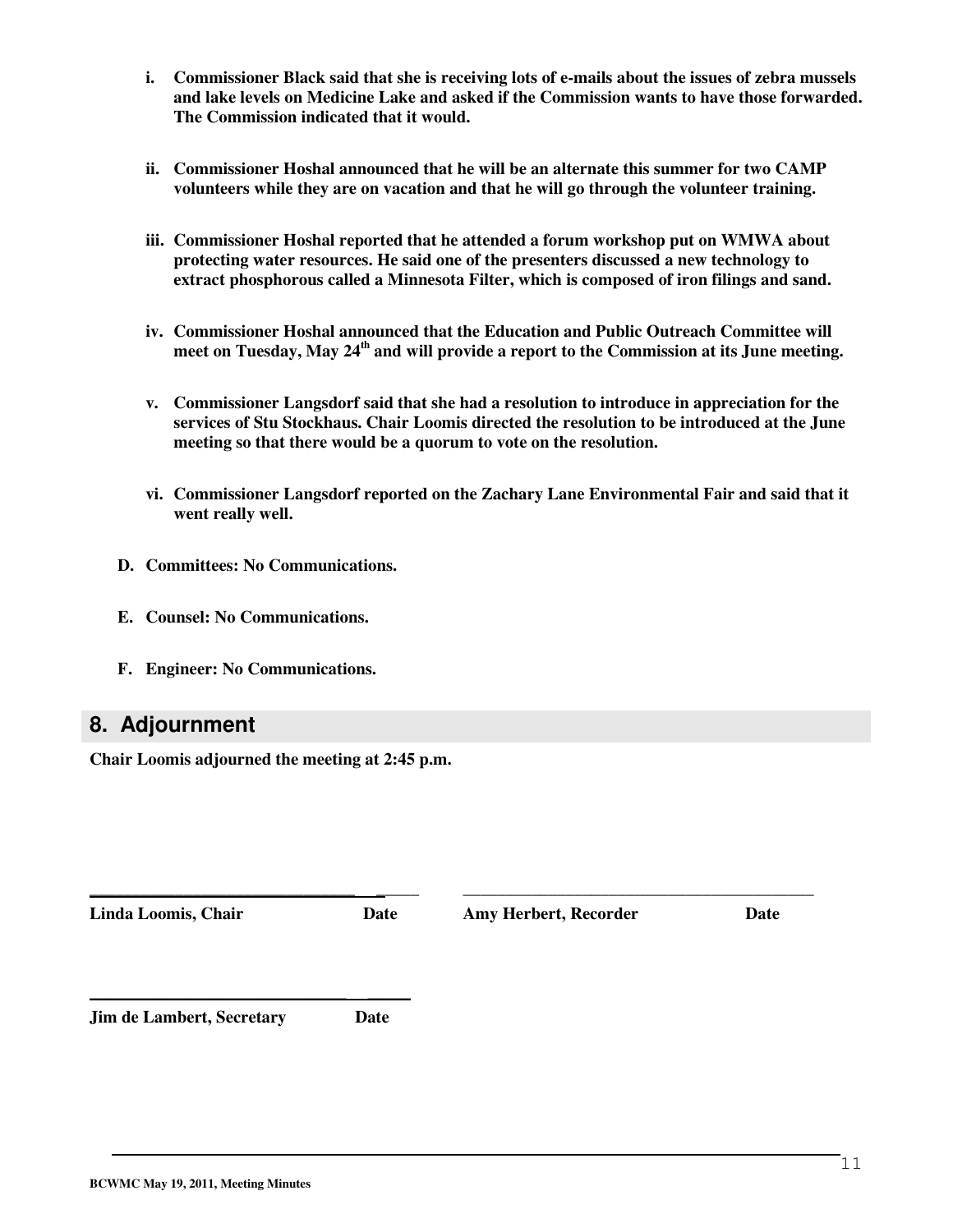i. **Commissioner Black said that she is receiving lots of e-mails about the issues of zebra mussels and lake levels on Medicine Lake and asked if the Commission wants to have those forwarded. The Commission indicated that it would.**

ii. **Commissioner Hoshal announced that he will be an alternate this summer for two CAMP volunteers while they are on vacation and that he will go through the volunteer training.**

iii. **Commissioner Hoshal reported that he attended a forum workshop put on WMWA about protecting water resources. He said one of the presenters discussed a new technology to extract phosphorous called a Minnesota Filter, which is composed of iron filings and sand.**

iv. **Commissioner Hoshal announced that the Education and Public Outreach Committee will meet on Tuesday, May 24th and will provide a report to the Commission at its June meeting.**

v. **Commissioner Langsdorf said that she had a resolution to introduce in appreciation for the services of Stu Stockhaus. Chair Loomis directed the resolution to be introduced at the June meeting so that there would be a quorum to vote on the resolution.**

vi. **Commissioner Langsdorf reported on the Zachary Lane Environmental Fair and said that it went really well.**

**D. Committees: No Communications.**

**E. Counsel: No Communications.**

**F. Engineer: No Communications.**

## 8. Adjournment

**Chair Loomis adjourned the meeting at 2:45 p.m.**

______________________________ ______

**Linda Loomis, Chair Date**

______________________________ ______

**Amy Herbert, Recorder Date**

______________________________ ______

**Jim de Lambert, Secretary Date**